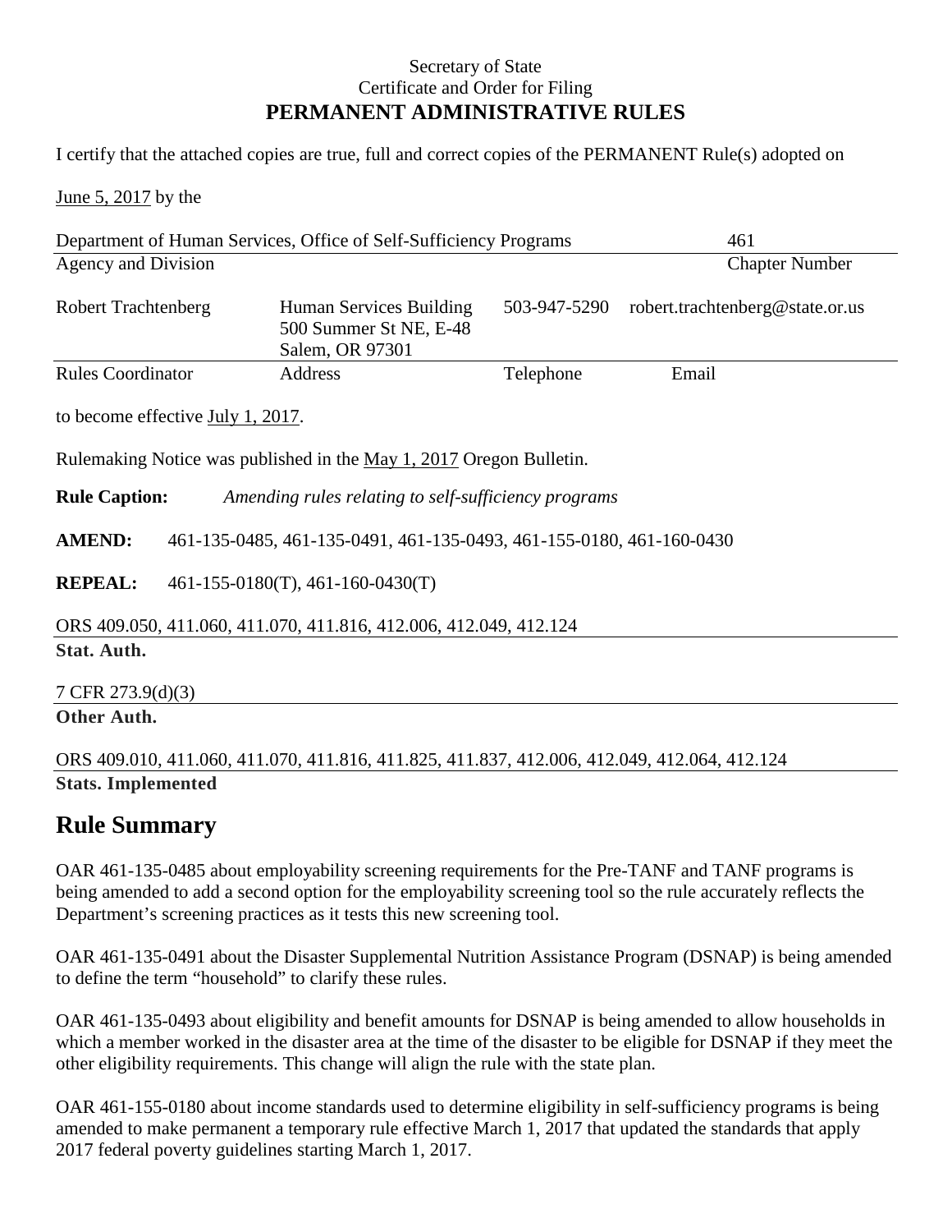Secretary of State
Certificate and Order for Filing
**PERMANENT ADMINISTRATIVE RULES**

I certify that the attached copies are true, full and correct copies of the PERMANENT Rule(s) adopted on

June 5, 2017 by the

| | |
|---|---|
| Department of Human Services, Office of Self-Sufficiency Programs | 461 |
| Agency and Division | Chapter Number |

| | | | |
|---|---|---|---|
| Robert Trachtenberg | Human Services Building 500 Summer St NE, E-48 Salem, OR 97301 | 503-947-5290 | robert.trachtenberg@state.or.us |
| Rules Coordinator | Address | Telephone | Email |

to become effective July 1, 2017.

Rulemaking Notice was published in the May 1, 2017 Oregon Bulletin.

**Rule Caption:** *Amending rules relating to self-sufficiency programs*

**AMEND:** 461-135-0485, 461-135-0491, 461-135-0493, 461-155-0180, 461-160-0430

**REPEAL:** 461-155-0180(T), 461-160-0430(T)

ORS 409.050, 411.060, 411.070, 411.816, 412.006, 412.049, 412.124
**Stat. Auth.**

7 CFR 273.9(d)(3)
**Other Auth.**

ORS 409.010, 411.060, 411.070, 411.816, 411.825, 411.837, 412.006, 412.049, 412.064, 412.124
**Stats. Implemented**

## Rule Summary

OAR 461-135-0485 about employability screening requirements for the Pre-TANF and TANF programs is being amended to add a second option for the employability screening tool so the rule accurately reflects the Department's screening practices as it tests this new screening tool.

OAR 461-135-0491 about the Disaster Supplemental Nutrition Assistance Program (DSNAP) is being amended to define the term "household" to clarify these rules.

OAR 461-135-0493 about eligibility and benefit amounts for DSNAP is being amended to allow households in which a member worked in the disaster area at the time of the disaster to be eligible for DSNAP if they meet the other eligibility requirements. This change will align the rule with the state plan.

OAR 461-155-0180 about income standards used to determine eligibility in self-sufficiency programs is being amended to make permanent a temporary rule effective March 1, 2017 that updated the standards that apply 2017 federal poverty guidelines starting March 1, 2017.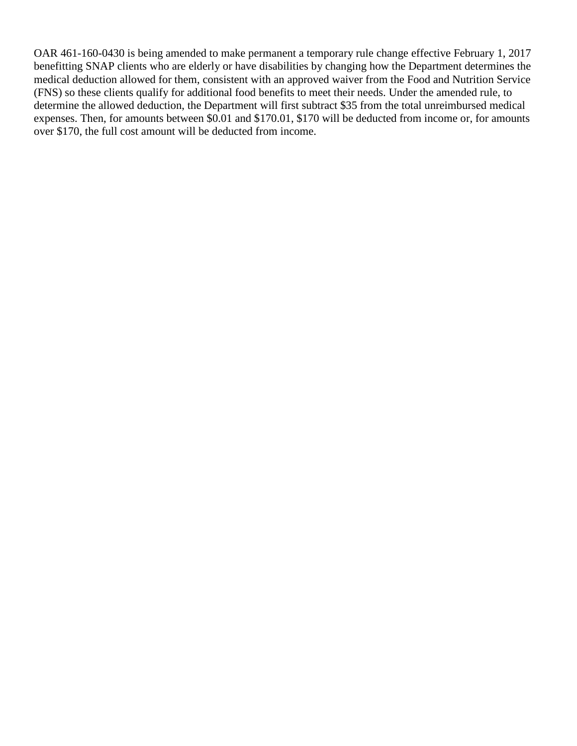OAR 461-160-0430 is being amended to make permanent a temporary rule change effective February 1, 2017 benefitting SNAP clients who are elderly or have disabilities by changing how the Department determines the medical deduction allowed for them, consistent with an approved waiver from the Food and Nutrition Service (FNS) so these clients qualify for additional food benefits to meet their needs. Under the amended rule, to determine the allowed deduction, the Department will first subtract $35 from the total unreimbursed medical expenses. Then, for amounts between $0.01 and $170.01, $170 will be deducted from income or, for amounts over $170, the full cost amount will be deducted from income.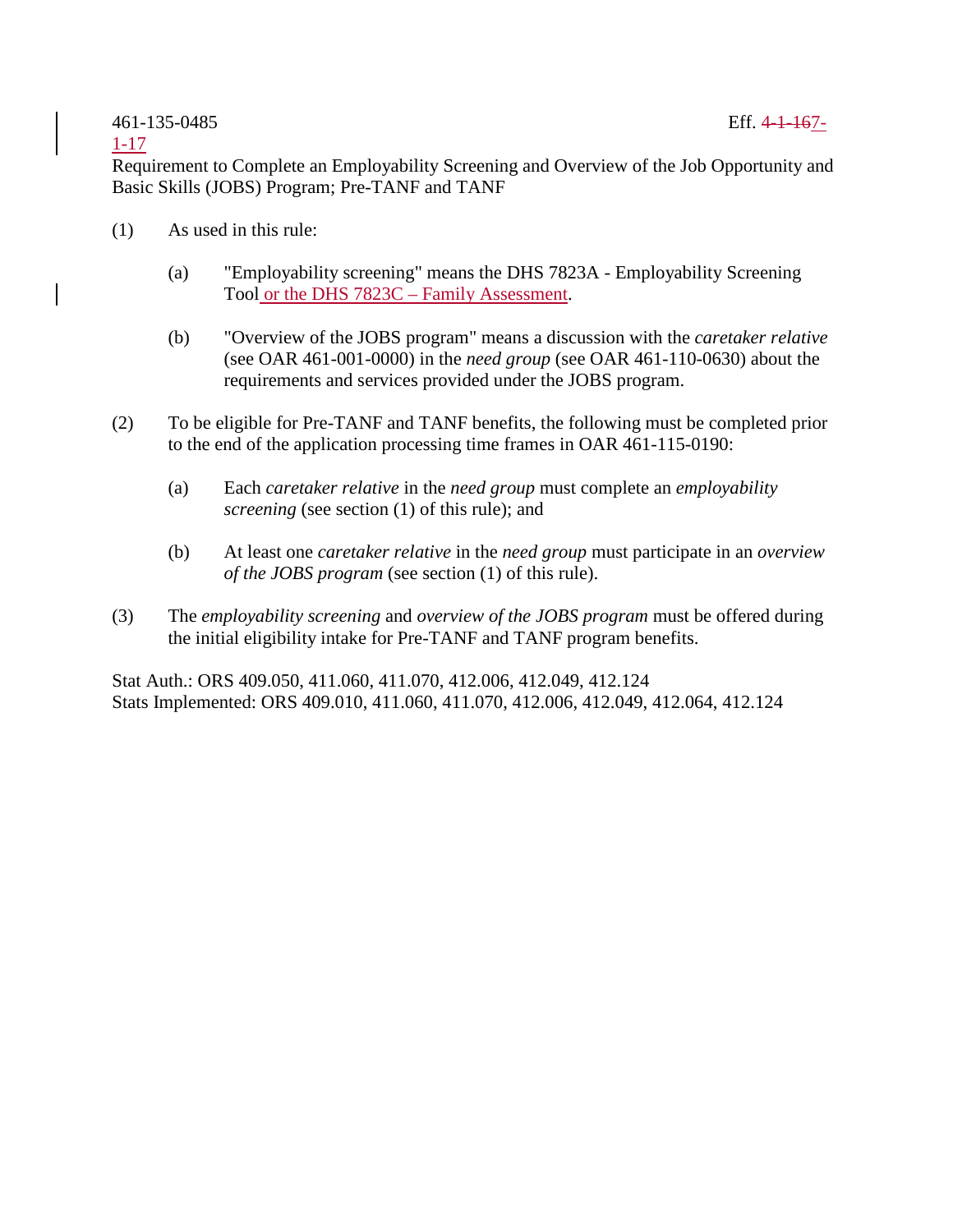461-135-0485 Eff. ~~4-1-16~~7-1-17

Requirement to Complete an Employability Screening and Overview of the Job Opportunity and Basic Skills (JOBS) Program; Pre-TANF and TANF

(1) As used in this rule:

(a) "Employability screening" means the DHS 7823A - Employability Screening Tool or the DHS 7823C – Family Assessment.

(b) "Overview of the JOBS program" means a discussion with the *caretaker relative* (see OAR 461-001-0000) in the *need group* (see OAR 461-110-0630) about the requirements and services provided under the JOBS program.

(2) To be eligible for Pre-TANF and TANF benefits, the following must be completed prior to the end of the application processing time frames in OAR 461-115-0190:

(a) Each *caretaker relative* in the *need group* must complete an *employability screening* (see section (1) of this rule); and

(b) At least one *caretaker relative* in the *need group* must participate in an *overview of the JOBS program* (see section (1) of this rule).

(3) The *employability screening* and *overview of the JOBS program* must be offered during the initial eligibility intake for Pre-TANF and TANF program benefits.

Stat Auth.: ORS 409.050, 411.060, 411.070, 412.006, 412.049, 412.124
Stats Implemented: ORS 409.010, 411.060, 411.070, 412.006, 412.049, 412.064, 412.124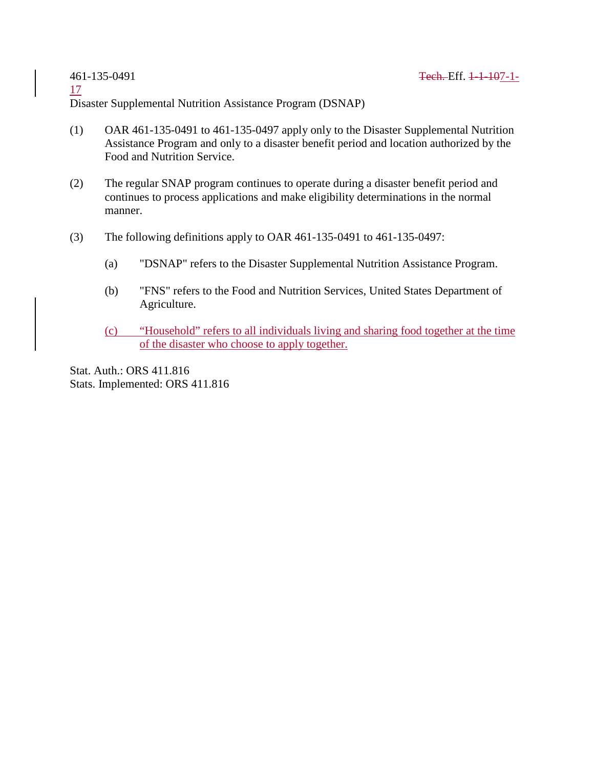461-135-0491 ~~Tech.~~ Eff. ~~1-1-10~~7-1-17

Disaster Supplemental Nutrition Assistance Program (DSNAP)

(1) OAR 461-135-0491 to 461-135-0497 apply only to the Disaster Supplemental Nutrition Assistance Program and only to a disaster benefit period and location authorized by the Food and Nutrition Service.

(2) The regular SNAP program continues to operate during a disaster benefit period and continues to process applications and make eligibility determinations in the normal manner.

(3) The following definitions apply to OAR 461-135-0491 to 461-135-0497:

(a) "DSNAP" refers to the Disaster Supplemental Nutrition Assistance Program.

(b) "FNS" refers to the Food and Nutrition Services, United States Department of Agriculture.

(c) "Household" refers to all individuals living and sharing food together at the time of the disaster who choose to apply together.

Stat. Auth.: ORS 411.816
Stats. Implemented: ORS 411.816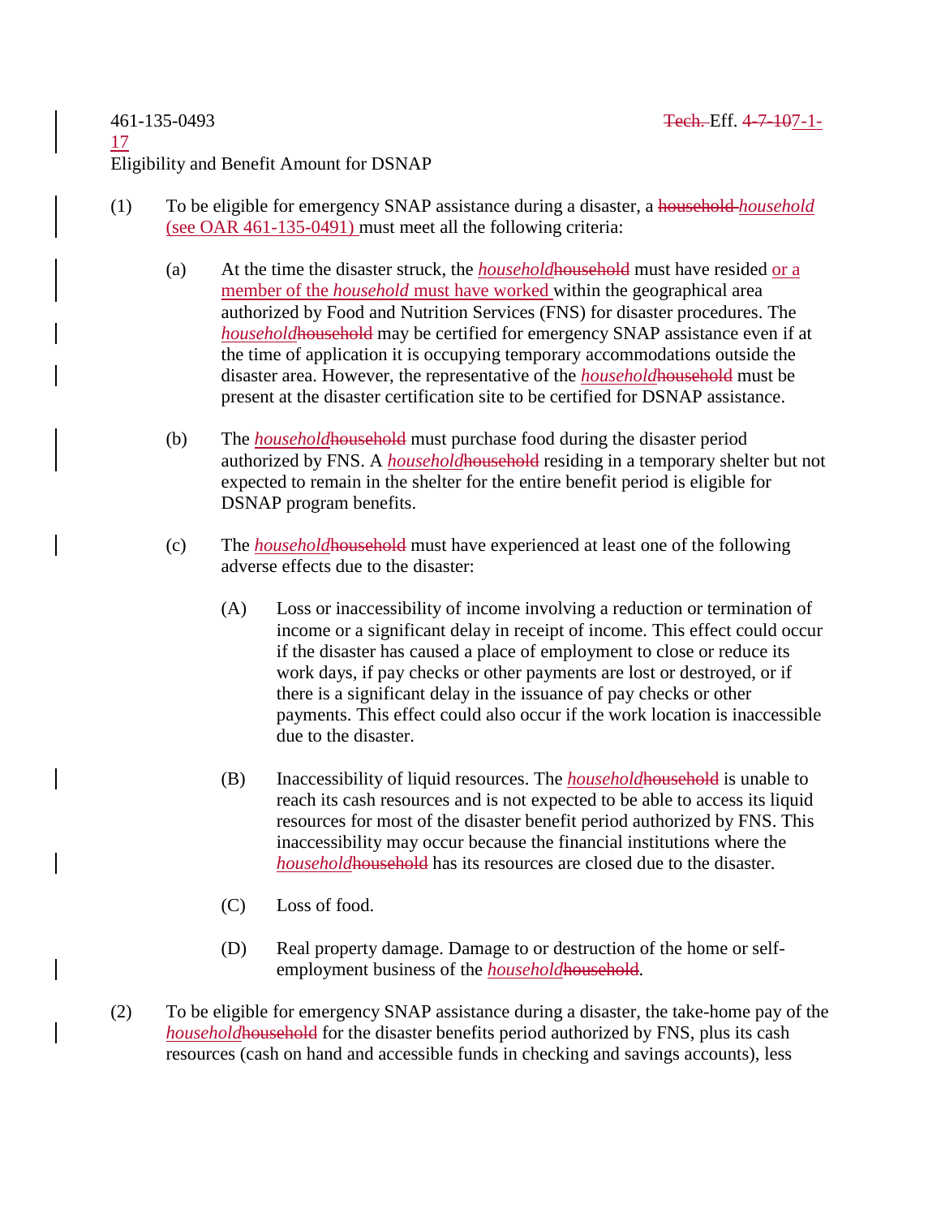461-135-0493 ~~Tech.~~ Eff. ~~4-7-10~~7-1-17

Eligibility and Benefit Amount for DSNAP

(1) To be eligible for emergency SNAP assistance during a disaster, a ~~household~~ *household* (see OAR 461-135-0491) must meet all the following criteria:

(a) At the time the disaster struck, the *household*~~household~~ must have resided or a member of the *household* must have worked within the geographical area authorized by Food and Nutrition Services (FNS) for disaster procedures. The *household*~~household~~ may be certified for emergency SNAP assistance even if at the time of application it is occupying temporary accommodations outside the disaster area. However, the representative of the *household*~~household~~ must be present at the disaster certification site to be certified for DSNAP assistance.

(b) The *household*~~household~~ must purchase food during the disaster period authorized by FNS. A *household*~~household~~ residing in a temporary shelter but not expected to remain in the shelter for the entire benefit period is eligible for DSNAP program benefits.

(c) The *household*~~household~~ must have experienced at least one of the following adverse effects due to the disaster:

(A) Loss or inaccessibility of income involving a reduction or termination of income or a significant delay in receipt of income. This effect could occur if the disaster has caused a place of employment to close or reduce its work days, if pay checks or other payments are lost or destroyed, or if there is a significant delay in the issuance of pay checks or other payments. This effect could also occur if the work location is inaccessible due to the disaster.

(B) Inaccessibility of liquid resources. The *household*~~household~~ is unable to reach its cash resources and is not expected to be able to access its liquid resources for most of the disaster benefit period authorized by FNS. This inaccessibility may occur because the financial institutions where the *household*~~household~~ has its resources are closed due to the disaster.

(C) Loss of food.

(D) Real property damage. Damage to or destruction of the home or self-employment business of the *household*~~household~~.

(2) To be eligible for emergency SNAP assistance during a disaster, the take-home pay of the *household*~~household~~ for the disaster benefits period authorized by FNS, plus its cash resources (cash on hand and accessible funds in checking and savings accounts), less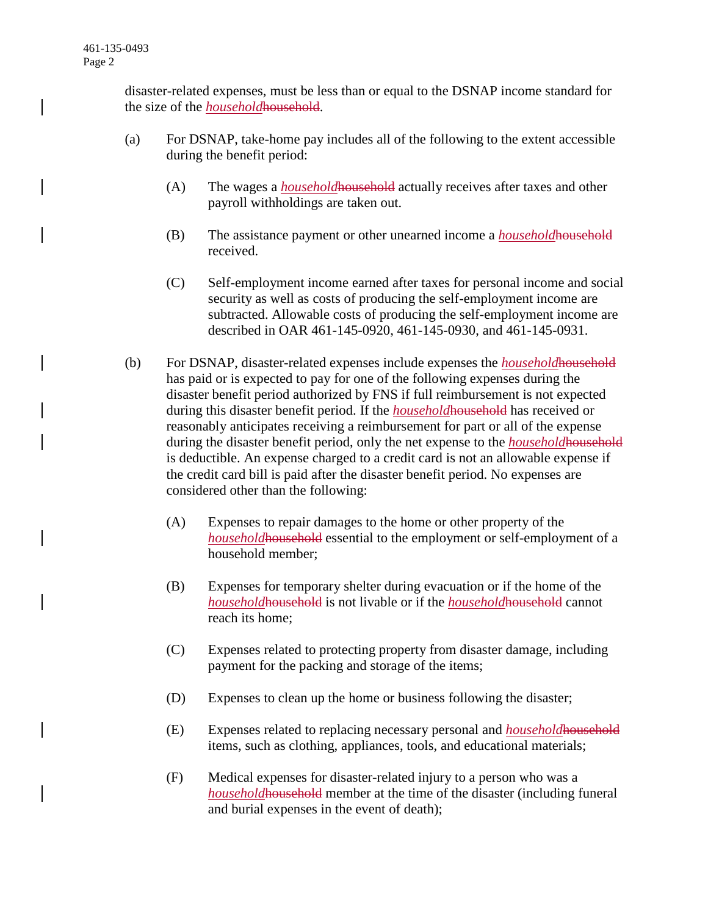disaster-related expenses, must be less than or equal to the DSNAP income standard for the size of the *household*~~household~~.

(a) For DSNAP, take-home pay includes all of the following to the extent accessible during the benefit period:

(A) The wages a *household*~~household~~ actually receives after taxes and other payroll withholdings are taken out.

(B) The assistance payment or other unearned income a *household*~~household~~ received.

(C) Self-employment income earned after taxes for personal income and social security as well as costs of producing the self-employment income are subtracted. Allowable costs of producing the self-employment income are described in OAR 461-145-0920, 461-145-0930, and 461-145-0931.

(b) For DSNAP, disaster-related expenses include expenses the *household*~~household~~ has paid or is expected to pay for one of the following expenses during the disaster benefit period authorized by FNS if full reimbursement is not expected during this disaster benefit period. If the *household*~~household~~ has received or reasonably anticipates receiving a reimbursement for part or all of the expense during the disaster benefit period, only the net expense to the *household*~~household~~ is deductible. An expense charged to a credit card is not an allowable expense if the credit card bill is paid after the disaster benefit period. No expenses are considered other than the following:

(A) Expenses to repair damages to the home or other property of the *household*~~household~~ essential to the employment or self-employment of a household member;

(B) Expenses for temporary shelter during evacuation or if the home of the *household*~~household~~ is not livable or if the *household*~~household~~ cannot reach its home;

(C) Expenses related to protecting property from disaster damage, including payment for the packing and storage of the items;

(D) Expenses to clean up the home or business following the disaster;

(E) Expenses related to replacing necessary personal and *household*~~household~~ items, such as clothing, appliances, tools, and educational materials;

(F) Medical expenses for disaster-related injury to a person who was a *household*~~household~~ member at the time of the disaster (including funeral and burial expenses in the event of death);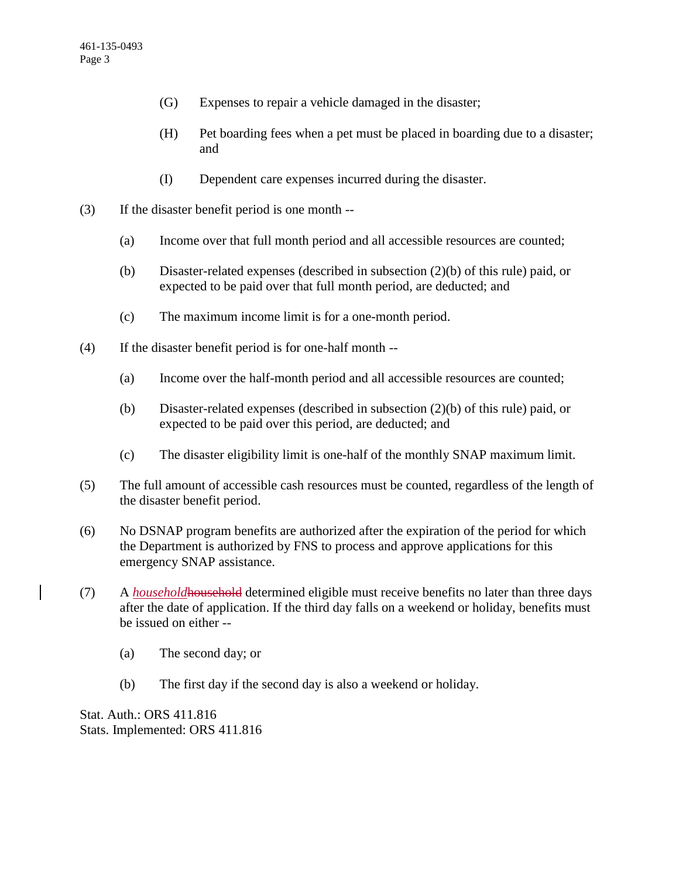(G) Expenses to repair a vehicle damaged in the disaster;

(H) Pet boarding fees when a pet must be placed in boarding due to a disaster; and

(I) Dependent care expenses incurred during the disaster.

(3) If the disaster benefit period is one month --

(a) Income over that full month period and all accessible resources are counted;

(b) Disaster-related expenses (described in subsection (2)(b) of this rule) paid, or expected to be paid over that full month period, are deducted; and

(c) The maximum income limit is for a one-month period.

(4) If the disaster benefit period is for one-half month --

(a) Income over the half-month period and all accessible resources are counted;

(b) Disaster-related expenses (described in subsection (2)(b) of this rule) paid, or expected to be paid over this period, are deducted; and

(c) The disaster eligibility limit is one-half of the monthly SNAP maximum limit.

(5) The full amount of accessible cash resources must be counted, regardless of the length of the disaster benefit period.

(6) No DSNAP program benefits are authorized after the expiration of the period for which the Department is authorized by FNS to process and approve applications for this emergency SNAP assistance.

(7) A *household*~~household~~ determined eligible must receive benefits no later than three days after the date of application. If the third day falls on a weekend or holiday, benefits must be issued on either --

(a) The second day; or

(b) The first day if the second day is also a weekend or holiday.

Stat. Auth.: ORS 411.816
Stats. Implemented: ORS 411.816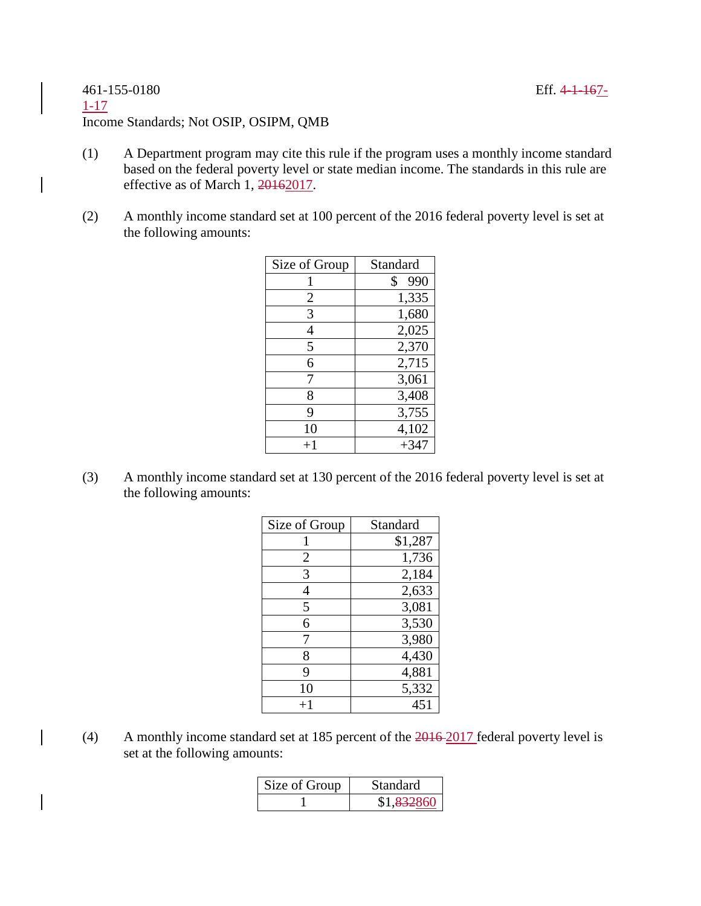461-155-0180 Eff. ~~4-1-16~~7-1-17

Income Standards; Not OSIP, OSIPM, QMB

(1) A Department program may cite this rule if the program uses a monthly income standard based on the federal poverty level or state median income. The standards in this rule are effective as of March 1, ~~2016~~2017.

(2) A monthly income standard set at 100 percent of the 2016 federal poverty level is set at the following amounts:

| Size of Group | Standard |
|---|---|
| 1 | $ 990 |
| 2 | 1,335 |
| 3 | 1,680 |
| 4 | 2,025 |
| 5 | 2,370 |
| 6 | 2,715 |
| 7 | 3,061 |
| 8 | 3,408 |
| 9 | 3,755 |
| 10 | 4,102 |
| +1 | +347 |

(3) A monthly income standard set at 130 percent of the 2016 federal poverty level is set at the following amounts:

| Size of Group | Standard |
|---|---|
| 1 | $1,287 |
| 2 | 1,736 |
| 3 | 2,184 |
| 4 | 2,633 |
| 5 | 3,081 |
| 6 | 3,530 |
| 7 | 3,980 |
| 8 | 4,430 |
| 9 | 4,881 |
| 10 | 5,332 |
| +1 | 451 |

(4) A monthly income standard set at 185 percent of the ~~2016~~ 2017 federal poverty level is set at the following amounts:

| Size of Group | Standard |
|---|---|
| 1 | $1,~~832~~860 |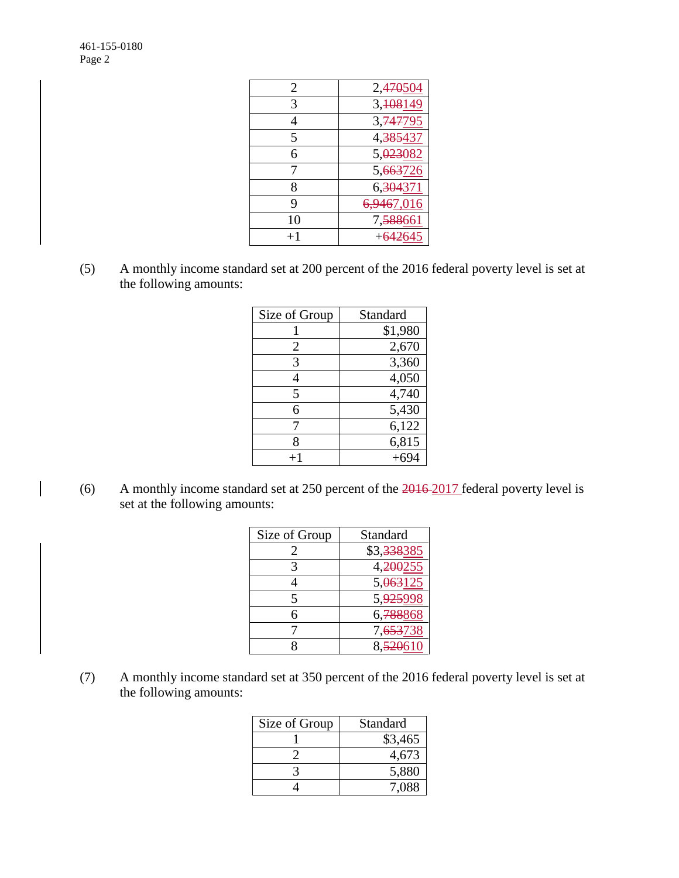| | |
|---|---|
| 2 | 2,~~470~~504 |
| 3 | 3,~~108~~149 |
| 4 | 3,~~747~~795 |
| 5 | 4,~~385~~437 |
| 6 | 5,~~023~~082 |
| 7 | 5,~~663~~726 |
| 8 | 6,~~304~~371 |
| 9 | ~~6,946~~7,016 |
| 10 | 7,~~588~~661 |
| +1 | +~~642~~645 |

(5) A monthly income standard set at 200 percent of the 2016 federal poverty level is set at the following amounts:

| Size of Group | Standard |
|---|---|
| 1 | $1,980 |
| 2 | 2,670 |
| 3 | 3,360 |
| 4 | 4,050 |
| 5 | 4,740 |
| 6 | 5,430 |
| 7 | 6,122 |
| 8 | 6,815 |
| +1 | +694 |

(6) A monthly income standard set at 250 percent of the ~~2016~~ 2017 federal poverty level is set at the following amounts:

| Size of Group | Standard |
|---|---|
| 2 | $3,~~338~~385 |
| 3 | 4,~~200~~255 |
| 4 | 5,~~063~~125 |
| 5 | 5,~~925~~998 |
| 6 | 6,~~788~~868 |
| 7 | 7,~~653~~738 |
| 8 | 8,~~520~~610 |

(7) A monthly income standard set at 350 percent of the 2016 federal poverty level is set at the following amounts:

| Size of Group | Standard |
|---|---|
| 1 | $3,465 |
| 2 | 4,673 |
| 3 | 5,880 |
| 4 | 7,088 |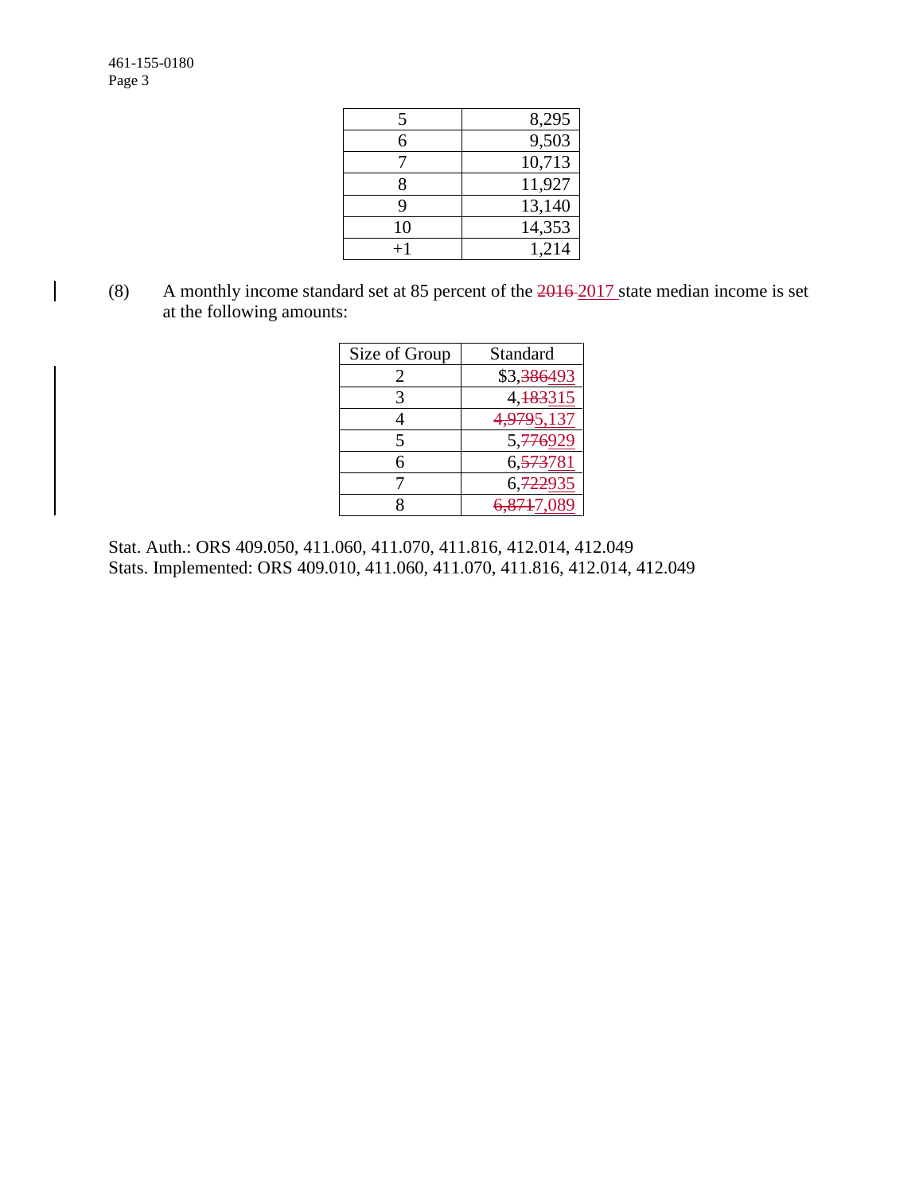| | |
|---|---|
| 5 | 8,295 |
| 6 | 9,503 |
| 7 | 10,713 |
| 8 | 11,927 |
| 9 | 13,140 |
| 10 | 14,353 |
| +1 | 1,214 |

(8) A monthly income standard set at 85 percent of the ~~2016~~ 2017 state median income is set at the following amounts:

| Size of Group | Standard |
|---|---|
| 2 | $3,~~386~~493 |
| 3 | 4,~~183~~315 |
| 4 | ~~4,979~~5,137 |
| 5 | 5,~~776~~929 |
| 6 | 6,~~573~~781 |
| 7 | 6,~~722~~935 |
| 8 | ~~6,871~~7,089 |

Stat. Auth.: ORS 409.050, 411.060, 411.070, 411.816, 412.014, 412.049
Stats. Implemented: ORS 409.010, 411.060, 411.070, 411.816, 412.014, 412.049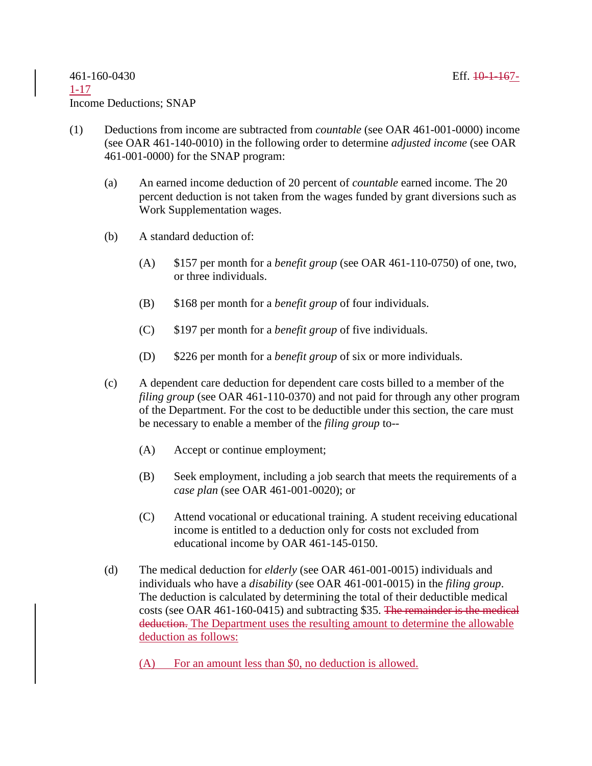461-160-0430 Eff. ~~10-1-16~~7-1-17

Income Deductions; SNAP

(1) Deductions from income are subtracted from *countable* (see OAR 461-001-0000) income (see OAR 461-140-0010) in the following order to determine *adjusted income* (see OAR 461-001-0000) for the SNAP program:

(a) An earned income deduction of 20 percent of *countable* earned income. The 20 percent deduction is not taken from the wages funded by grant diversions such as Work Supplementation wages.

(b) A standard deduction of:

(A) $157 per month for a *benefit group* (see OAR 461-110-0750) of one, two, or three individuals.

(B) $168 per month for a *benefit group* of four individuals.

(C) $197 per month for a *benefit group* of five individuals.

(D) $226 per month for a *benefit group* of six or more individuals.

(c) A dependent care deduction for dependent care costs billed to a member of the *filing group* (see OAR 461-110-0370) and not paid for through any other program of the Department. For the cost to be deductible under this section, the care must be necessary to enable a member of the *filing group* to--

(A) Accept or continue employment;

(B) Seek employment, including a job search that meets the requirements of a *case plan* (see OAR 461-001-0020); or

(C) Attend vocational or educational training. A student receiving educational income is entitled to a deduction only for costs not excluded from educational income by OAR 461-145-0150.

(d) The medical deduction for *elderly* (see OAR 461-001-0015) individuals and individuals who have a *disability* (see OAR 461-001-0015) in the *filing group*. The deduction is calculated by determining the total of their deductible medical costs (see OAR 461-160-0415) and subtracting $35. ~~The remainder is the medical deduction.~~ The Department uses the resulting amount to determine the allowable deduction as follows:

(A) For an amount less than $0, no deduction is allowed.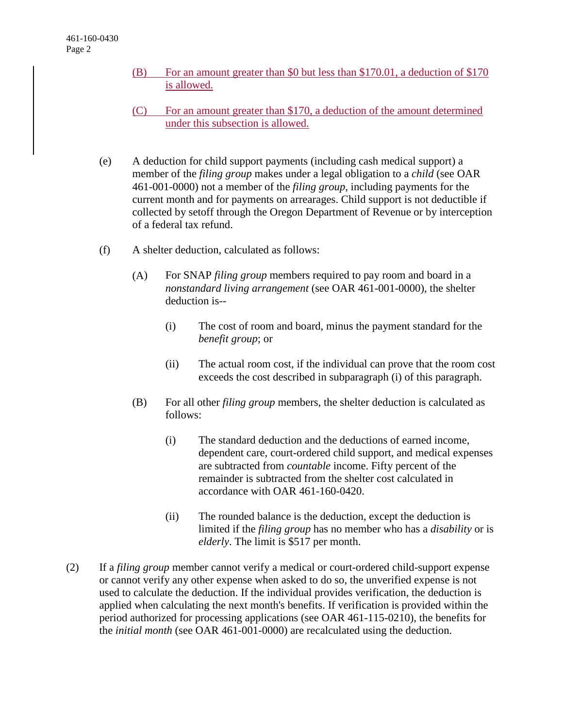(B) For an amount greater than $0 but less than $170.01, a deduction of $170 is allowed.

(C) For an amount greater than $170, a deduction of the amount determined under this subsection is allowed.

(e) A deduction for child support payments (including cash medical support) a member of the *filing group* makes under a legal obligation to a *child* (see OAR 461-001-0000) not a member of the *filing group*, including payments for the current month and for payments on arrearages. Child support is not deductible if collected by setoff through the Oregon Department of Revenue or by interception of a federal tax refund.

(f) A shelter deduction, calculated as follows:

(A) For SNAP *filing group* members required to pay room and board in a *nonstandard living arrangement* (see OAR 461-001-0000), the shelter deduction is--

(i) The cost of room and board, minus the payment standard for the *benefit group*; or

(ii) The actual room cost, if the individual can prove that the room cost exceeds the cost described in subparagraph (i) of this paragraph.

(B) For all other *filing group* members, the shelter deduction is calculated as follows:

(i) The standard deduction and the deductions of earned income, dependent care, court-ordered child support, and medical expenses are subtracted from *countable* income. Fifty percent of the remainder is subtracted from the shelter cost calculated in accordance with OAR 461-160-0420.

(ii) The rounded balance is the deduction, except the deduction is limited if the *filing group* has no member who has a *disability* or is *elderly*. The limit is $517 per month.

(2) If a *filing group* member cannot verify a medical or court-ordered child-support expense or cannot verify any other expense when asked to do so, the unverified expense is not used to calculate the deduction. If the individual provides verification, the deduction is applied when calculating the next month's benefits. If verification is provided within the period authorized for processing applications (see OAR 461-115-0210), the benefits for the *initial month* (see OAR 461-001-0000) are recalculated using the deduction.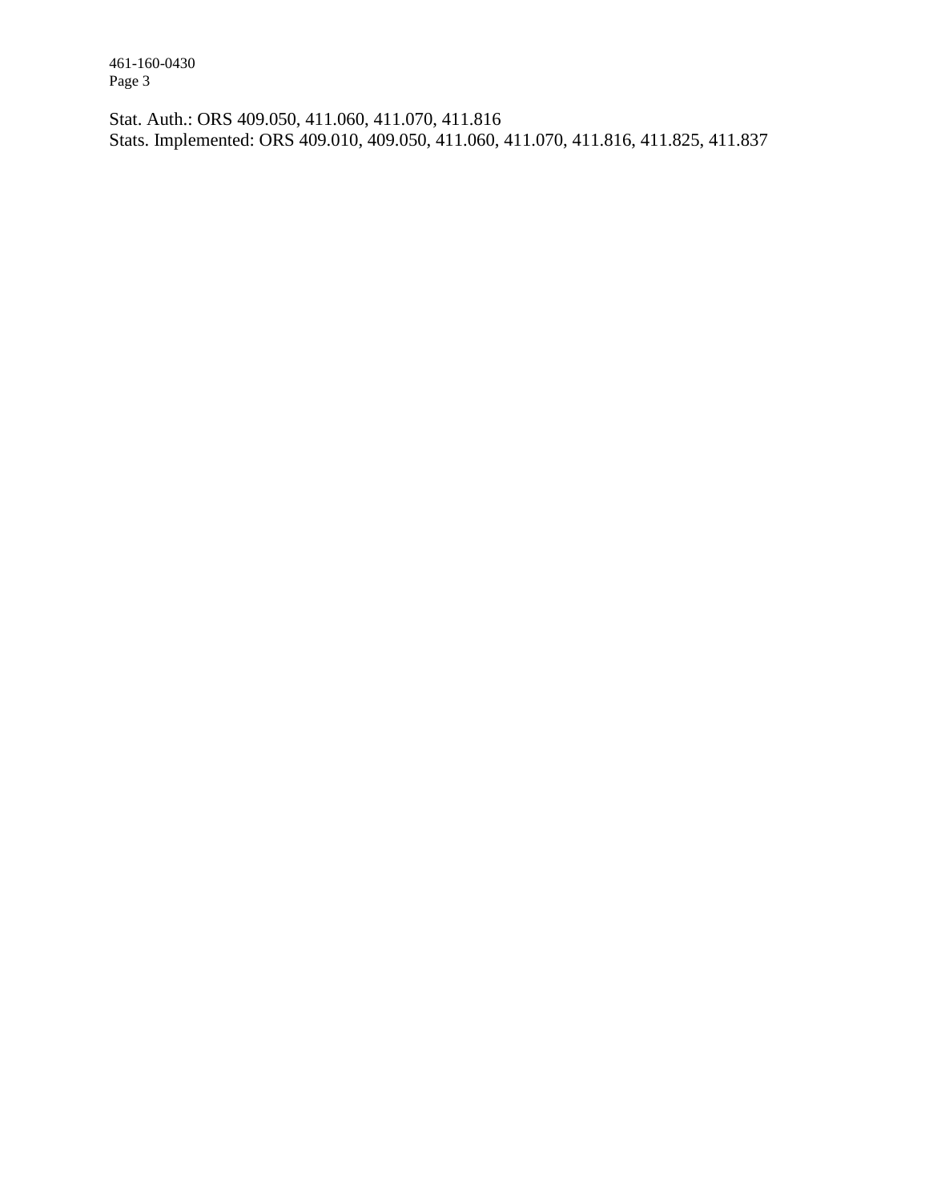Stat. Auth.: ORS 409.050, 411.060, 411.070, 411.816
Stats. Implemented: ORS 409.010, 409.050, 411.060, 411.070, 411.816, 411.825, 411.837